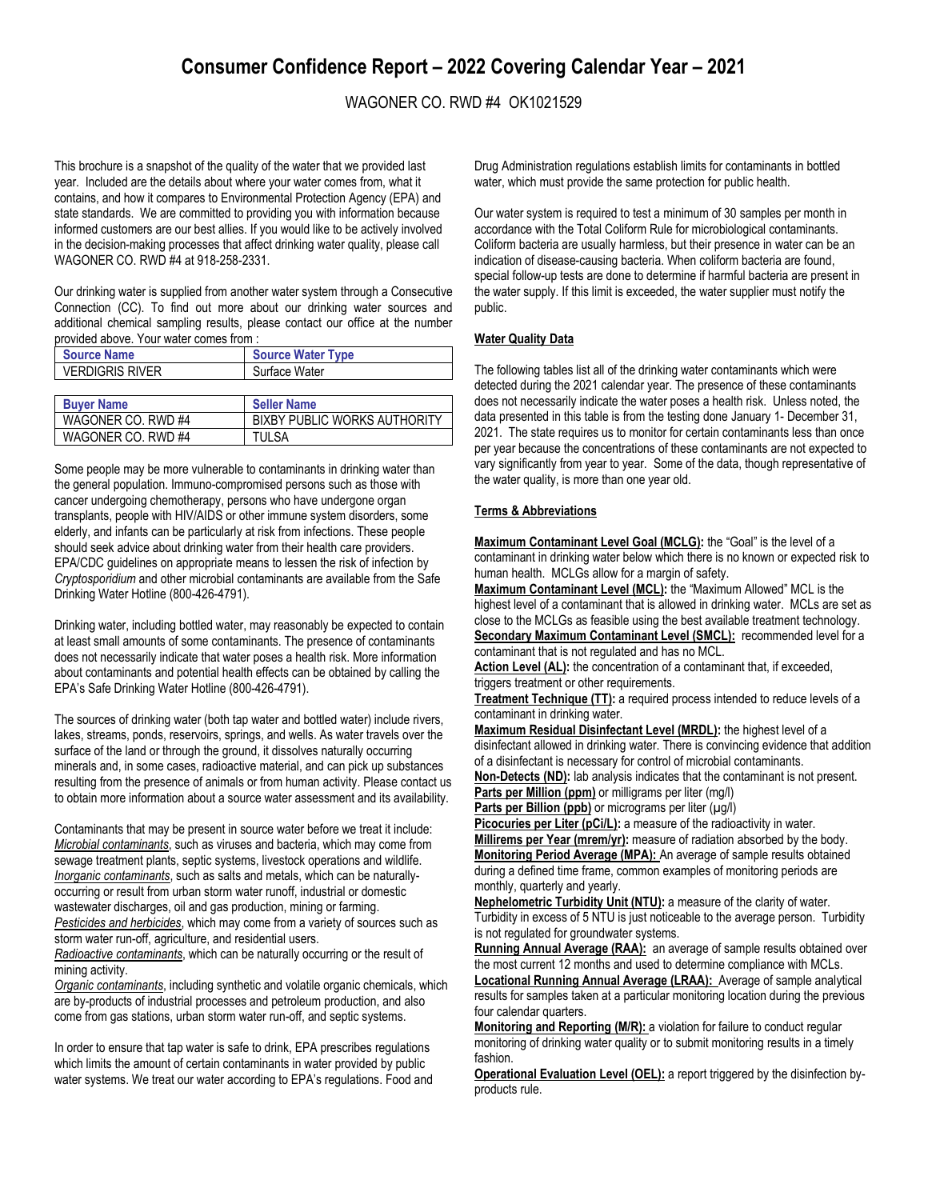# Consumer Confidence Report – 2022 Covering Calendar Year – 2021

WAGONER CO. RWD #4 OK1021529

This brochure is a snapshot of the quality of the water that we provided last year. Included are the details about where your water comes from, what it contains, and how it compares to Environmental Protection Agency (EPA) and state standards. We are committed to providing you with information because informed customers are our best allies. If you would like to be actively involved in the decision-making processes that affect drinking water quality, please call WAGONER CO. RWD #4 at 918-258-2331.

Our drinking water is supplied from another water system through a Consecutive Connection (CC). To find out more about our drinking water sources and additional chemical sampling results, please contact our office at the number provided above. Your water comes from :

| Source Name | Source Water Type |
|---|---|
| VERDIGRIS RIVER | Surface Water |

| Buyer Name | Seller Name |
|---|---|
| WAGONER CO. RWD #4 | BIXBY PUBLIC WORKS AUTHORITY |
| WAGONER CO. RWD #4 | TULSA |

Some people may be more vulnerable to contaminants in drinking water than the general population. Immuno-compromised persons such as those with cancer undergoing chemotherapy, persons who have undergone organ transplants, people with HIV/AIDS or other immune system disorders, some elderly, and infants can be particularly at risk from infections. These people should seek advice about drinking water from their health care providers. EPA/CDC guidelines on appropriate means to lessen the risk of infection by *Cryptosporidium* and other microbial contaminants are available from the Safe Drinking Water Hotline (800-426-4791).

Drinking water, including bottled water, may reasonably be expected to contain at least small amounts of some contaminants. The presence of contaminants does not necessarily indicate that water poses a health risk. More information about contaminants and potential health effects can be obtained by calling the EPA's Safe Drinking Water Hotline (800-426-4791).

The sources of drinking water (both tap water and bottled water) include rivers, lakes, streams, ponds, reservoirs, springs, and wells. As water travels over the surface of the land or through the ground, it dissolves naturally occurring minerals and, in some cases, radioactive material, and can pick up substances resulting from the presence of animals or from human activity. Please contact us to obtain more information about a source water assessment and its availability.

Contaminants that may be present in source water before we treat it include:
*Microbial contaminants*, such as viruses and bacteria, which may come from sewage treatment plants, septic systems, livestock operations and wildlife.
*Inorganic contaminants*, such as salts and metals, which can be naturally-occurring or result from urban storm water runoff, industrial or domestic wastewater discharges, oil and gas production, mining or farming.
*Pesticides and herbicides*, which may come from a variety of sources such as storm water run-off, agriculture, and residential users.
*Radioactive contaminants*, which can be naturally occurring or the result of mining activity.
*Organic contaminants*, including synthetic and volatile organic chemicals, which are by-products of industrial processes and petroleum production, and also come from gas stations, urban storm water run-off, and septic systems.

In order to ensure that tap water is safe to drink, EPA prescribes regulations which limits the amount of certain contaminants in water provided by public water systems. We treat our water according to EPA's regulations. Food and Drug Administration regulations establish limits for contaminants in bottled water, which must provide the same protection for public health.

Our water system is required to test a minimum of 30 samples per month in accordance with the Total Coliform Rule for microbiological contaminants. Coliform bacteria are usually harmless, but their presence in water can be an indication of disease-causing bacteria. When coliform bacteria are found, special follow-up tests are done to determine if harmful bacteria are present in the water supply. If this limit is exceeded, the water supplier must notify the public.

## Water Quality Data

The following tables list all of the drinking water contaminants which were detected during the 2021 calendar year. The presence of these contaminants does not necessarily indicate the water poses a health risk. Unless noted, the data presented in this table is from the testing done January 1- December 31, 2021. The state requires us to monitor for certain contaminants less than once per year because the concentrations of these contaminants are not expected to vary significantly from year to year. Some of the data, though representative of the water quality, is more than one year old.

## Terms & Abbreviations

**Maximum Contaminant Level Goal (MCLG):** the "Goal" is the level of a contaminant in drinking water below which there is no known or expected risk to human health. MCLGs allow for a margin of safety.
**Maximum Contaminant Level (MCL):** the "Maximum Allowed" MCL is the highest level of a contaminant that is allowed in drinking water. MCLs are set as close to the MCLGs as feasible using the best available treatment technology.
**Secondary Maximum Contaminant Level (SMCL):** recommended level for a contaminant that is not regulated and has no MCL.
**Action Level (AL):** the concentration of a contaminant that, if exceeded, triggers treatment or other requirements.
**Treatment Technique (TT):** a required process intended to reduce levels of a contaminant in drinking water.
**Maximum Residual Disinfectant Level (MRDL):** the highest level of a disinfectant allowed in drinking water. There is convincing evidence that addition of a disinfectant is necessary for control of microbial contaminants.
**Non-Detects (ND):** lab analysis indicates that the contaminant is not present.
**Parts per Million (ppm)** or milligrams per liter (mg/l)
**Parts per Billion (ppb)** or micrograms per liter (µg/l)
**Picocuries per Liter (pCi/L):** a measure of the radioactivity in water.
**Millirems per Year (mrem/yr):** measure of radiation absorbed by the body.
**Monitoring Period Average (MPA):** An average of sample results obtained during a defined time frame, common examples of monitoring periods are monthly, quarterly and yearly.
**Nephelometric Turbidity Unit (NTU):** a measure of the clarity of water. Turbidity in excess of 5 NTU is just noticeable to the average person. Turbidity is not regulated for groundwater systems.
**Running Annual Average (RAA):** an average of sample results obtained over the most current 12 months and used to determine compliance with MCLs.
**Locational Running Annual Average (LRAA):** Average of sample analytical results for samples taken at a particular monitoring location during the previous four calendar quarters.
**Monitoring and Reporting (M/R):** a violation for failure to conduct regular monitoring of drinking water quality or to submit monitoring results in a timely fashion.
**Operational Evaluation Level (OEL):** a report triggered by the disinfection by-products rule.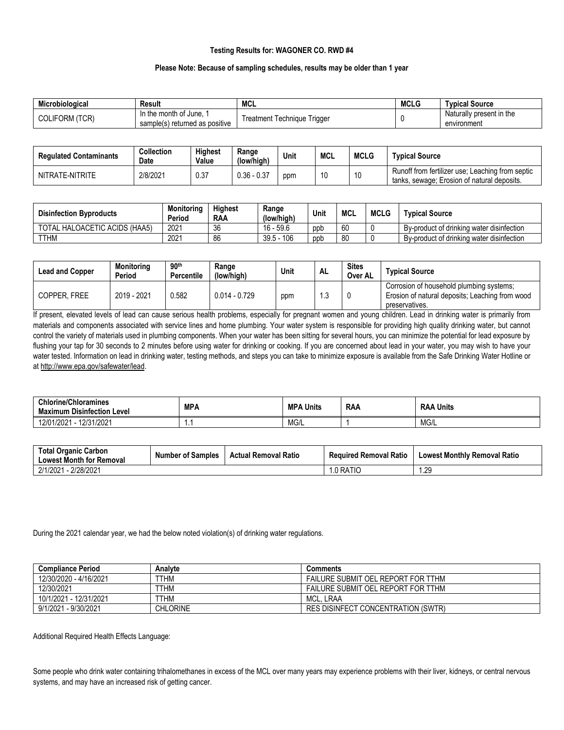**Testing Results for: WAGONER CO. RWD #4**

**Please Note: Because of sampling schedules, results may be older than 1 year**

| Microbiological | Result | MCL | MCLG | Typical Source |
|---|---|---|---|---|
| COLIFORM (TCR) | In the month of June, 1 sample(s) returned as positive | Treatment Technique Trigger | 0 | Naturally present in the environment |

| Regulated Contaminants | Collection Date | Highest Value | Range (low/high) | Unit | MCL | MCLG | Typical Source |
|---|---|---|---|---|---|---|---|
| NITRATE-NITRITE | 2/8/2021 | 0.37 | 0.36 - 0.37 | ppm | 10 | 10 | Runoff from fertilizer use; Leaching from septic tanks, sewage; Erosion of natural deposits. |

| Disinfection Byproducts | Monitoring Period | Highest RAA | Range (low/high) | Unit | MCL | MCLG | Typical Source |
|---|---|---|---|---|---|---|---|
| TOTAL HALOACETIC ACIDS (HAA5) | 2021 | 36 | 16 - 59.6 | ppb | 60 | 0 | By-product of drinking water disinfection |
| TTHM | 2021 | 86 | 39.5 - 106 | ppb | 80 | 0 | By-product of drinking water disinfection |

| Lead and Copper | Monitoring Period | 90th Percentile | Range (low/high) | Unit | AL | Sites Over AL | Typical Source |
|---|---|---|---|---|---|---|---|
| COPPER, FREE | 2019 - 2021 | 0.582 | 0.014 - 0.729 | ppm | 1.3 | 0 | Corrosion of household plumbing systems; Erosion of natural deposits; Leaching from wood preservatives. |

If present, elevated levels of lead can cause serious health problems, especially for pregnant women and young children. Lead in drinking water is primarily from materials and components associated with service lines and home plumbing. Your water system is responsible for providing high quality drinking water, but cannot control the variety of materials used in plumbing components. When your water has been sitting for several hours, you can minimize the potential for lead exposure by flushing your tap for 30 seconds to 2 minutes before using water for drinking or cooking. If you are concerned about lead in your water, you may wish to have your water tested. Information on lead in drinking water, testing methods, and steps you can take to minimize exposure is available from the Safe Drinking Water Hotline or at http://www.epa.gov/safewater/lead.

| Chlorine/Chloramines Maximum Disinfection Level | MPA | MPA Units | RAA | RAA Units |
|---|---|---|---|---|
| 12/01/2021 - 12/31/2021 | 1.1 | MG/L | 1 | MG/L |

| Total Organic Carbon Lowest Month for Removal | Number of Samples | Actual Removal Ratio | Required Removal Ratio | Lowest Monthly Removal Ratio |
|---|---|---|---|---|
| 2/1/2021 - 2/28/2021 | | | 1.0 RATIO | 1.29 |

During the 2021 calendar year, we had the below noted violation(s) of drinking water regulations.

| Compliance Period | Analyte | Comments |
|---|---|---|
| 12/30/2020 - 4/16/2021 | TTHM | FAILURE SUBMIT OEL REPORT FOR TTHM |
| 12/30/2021 | TTHM | FAILURE SUBMIT OEL REPORT FOR TTHM |
| 10/1/2021 - 12/31/2021 | TTHM | MCL, LRAA |
| 9/1/2021 - 9/30/2021 | CHLORINE | RES DISINFECT CONCENTRATION (SWTR) |

Additional Required Health Effects Language:

Some people who drink water containing trihalomethanes in excess of the MCL over many years may experience problems with their liver, kidneys, or central nervous systems, and may have an increased risk of getting cancer.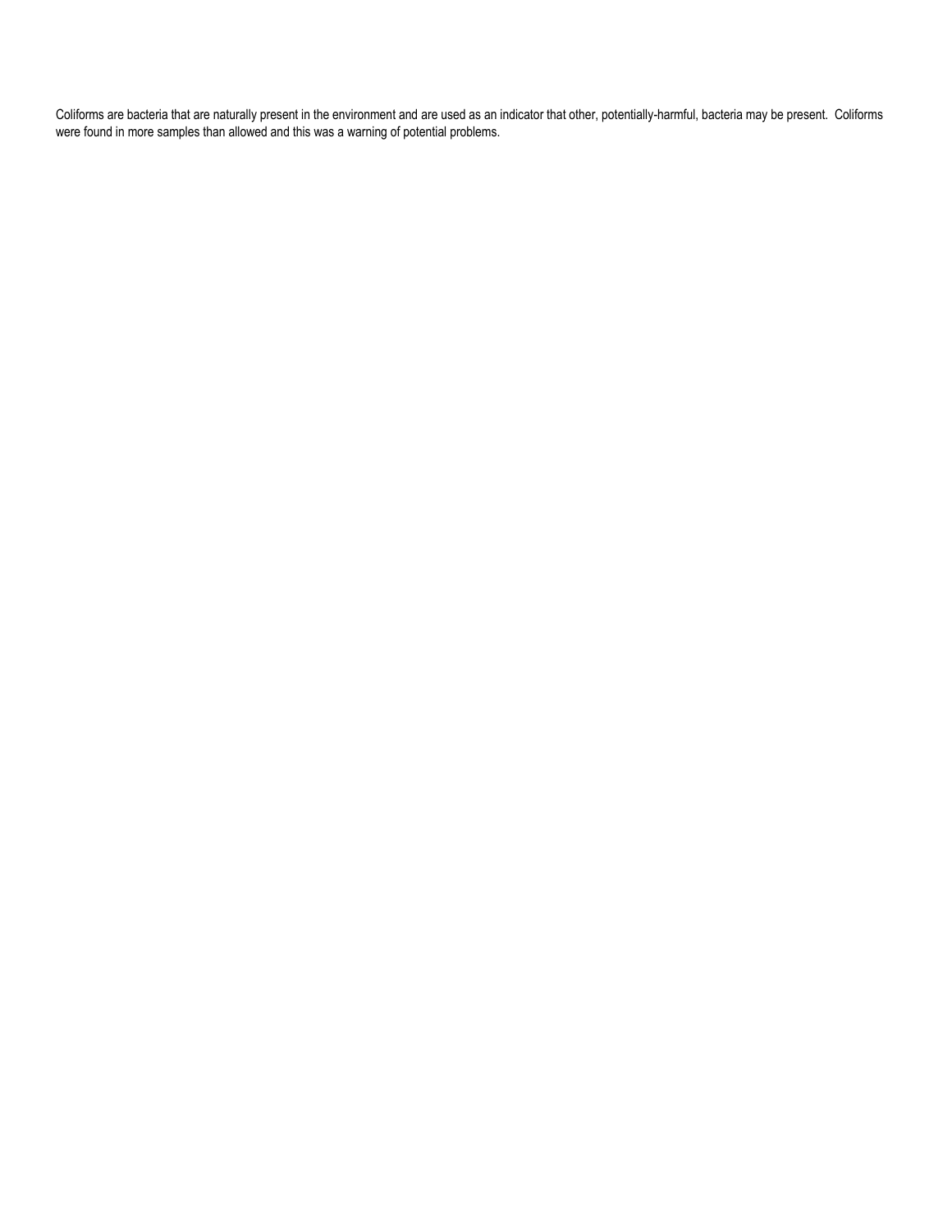Coliforms are bacteria that are naturally present in the environment and are used as an indicator that other, potentially-harmful, bacteria may be present. Coliforms were found in more samples than allowed and this was a warning of potential problems.